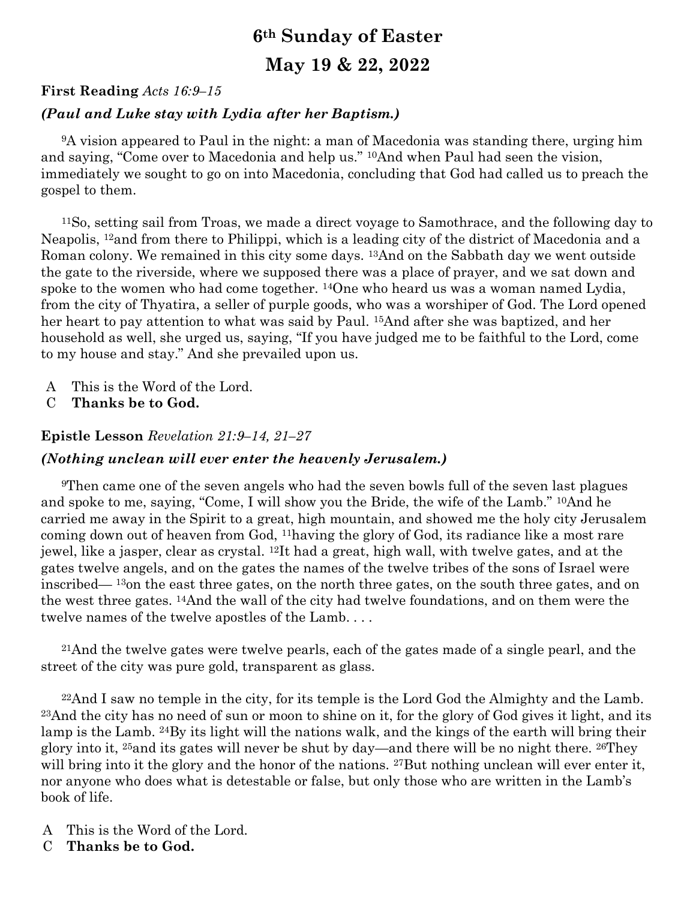# 6th Sunday of Easter

# May 19 & 22, 2022

**First Reading** *Acts 16:9–15*

***(Paul and Luke stay with Lydia after her Baptism.)***

[9]A vision appeared to Paul in the night: a man of Macedonia was standing there, urging him and saying, "Come over to Macedonia and help us." [10]And when Paul had seen the vision, immediately we sought to go on into Macedonia, concluding that God had called us to preach the gospel to them.

[11]So, setting sail from Troas, we made a direct voyage to Samothrace, and the following day to Neapolis, [12]and from there to Philippi, which is a leading city of the district of Macedonia and a Roman colony. We remained in this city some days. [13]And on the Sabbath day we went outside the gate to the riverside, where we supposed there was a place of prayer, and we sat down and spoke to the women who had come together. [14]One who heard us was a woman named Lydia, from the city of Thyatira, a seller of purple goods, who was a worshiper of God. The Lord opened her heart to pay attention to what was said by Paul. [15]And after she was baptized, and her household as well, she urged us, saying, "If you have judged me to be faithful to the Lord, come to my house and stay." And she prevailed upon us.

A This is the Word of the Lord.
C **Thanks be to God.**

**Epistle Lesson** *Revelation 21:9–14, 21–27*

***(Nothing unclean will ever enter the heavenly Jerusalem.)***

[9]Then came one of the seven angels who had the seven bowls full of the seven last plagues and spoke to me, saying, "Come, I will show you the Bride, the wife of the Lamb." [10]And he carried me away in the Spirit to a great, high mountain, and showed me the holy city Jerusalem coming down out of heaven from God, [11]having the glory of God, its radiance like a most rare jewel, like a jasper, clear as crystal. [12]It had a great, high wall, with twelve gates, and at the gates twelve angels, and on the gates the names of the twelve tribes of the sons of Israel were inscribed— [13]on the east three gates, on the north three gates, on the south three gates, and on the west three gates. [14]And the wall of the city had twelve foundations, and on them were the twelve names of the twelve apostles of the Lamb. . . .

[21]And the twelve gates were twelve pearls, each of the gates made of a single pearl, and the street of the city was pure gold, transparent as glass.

[22]And I saw no temple in the city, for its temple is the Lord God the Almighty and the Lamb. [23]And the city has no need of sun or moon to shine on it, for the glory of God gives it light, and its lamp is the Lamb. [24]By its light will the nations walk, and the kings of the earth will bring their glory into it, [25]and its gates will never be shut by day—and there will be no night there. [26]They will bring into it the glory and the honor of the nations. [27]But nothing unclean will ever enter it, nor anyone who does what is detestable or false, but only those who are written in the Lamb's book of life.

A This is the Word of the Lord.
C **Thanks be to God.**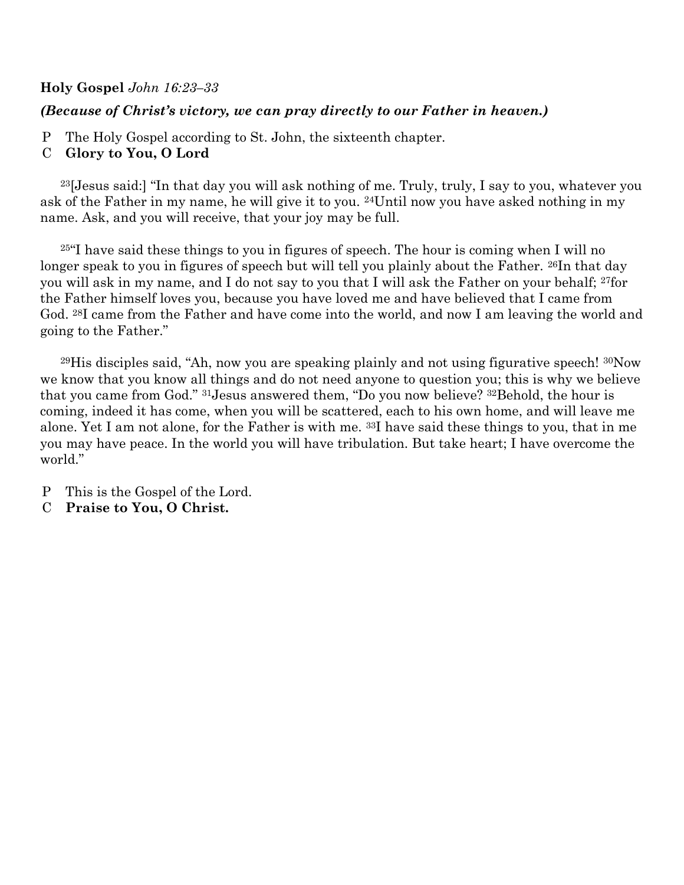**Holy Gospel** *John 16:23–33*

***(Because of Christ's victory, we can pray directly to our Father in heaven.)***

P The Holy Gospel according to St. John, the sixteenth chapter.

C **Glory to You, O Lord**

[23][Jesus said:] "In that day you will ask nothing of me. Truly, truly, I say to you, whatever you ask of the Father in my name, he will give it to you. [24]Until now you have asked nothing in my name. Ask, and you will receive, that your joy may be full.

[25]"I have said these things to you in figures of speech. The hour is coming when I will no longer speak to you in figures of speech but will tell you plainly about the Father. [26]In that day you will ask in my name, and I do not say to you that I will ask the Father on your behalf; [27]for the Father himself loves you, because you have loved me and have believed that I came from God. [28]I came from the Father and have come into the world, and now I am leaving the world and going to the Father."

[29]His disciples said, "Ah, now you are speaking plainly and not using figurative speech! [30]Now we know that you know all things and do not need anyone to question you; this is why we believe that you came from God." [31]Jesus answered them, "Do you now believe? [32]Behold, the hour is coming, indeed it has come, when you will be scattered, each to his own home, and will leave me alone. Yet I am not alone, for the Father is with me. [33]I have said these things to you, that in me you may have peace. In the world you will have tribulation. But take heart; I have overcome the world."

P This is the Gospel of the Lord.

C **Praise to You, O Christ.**